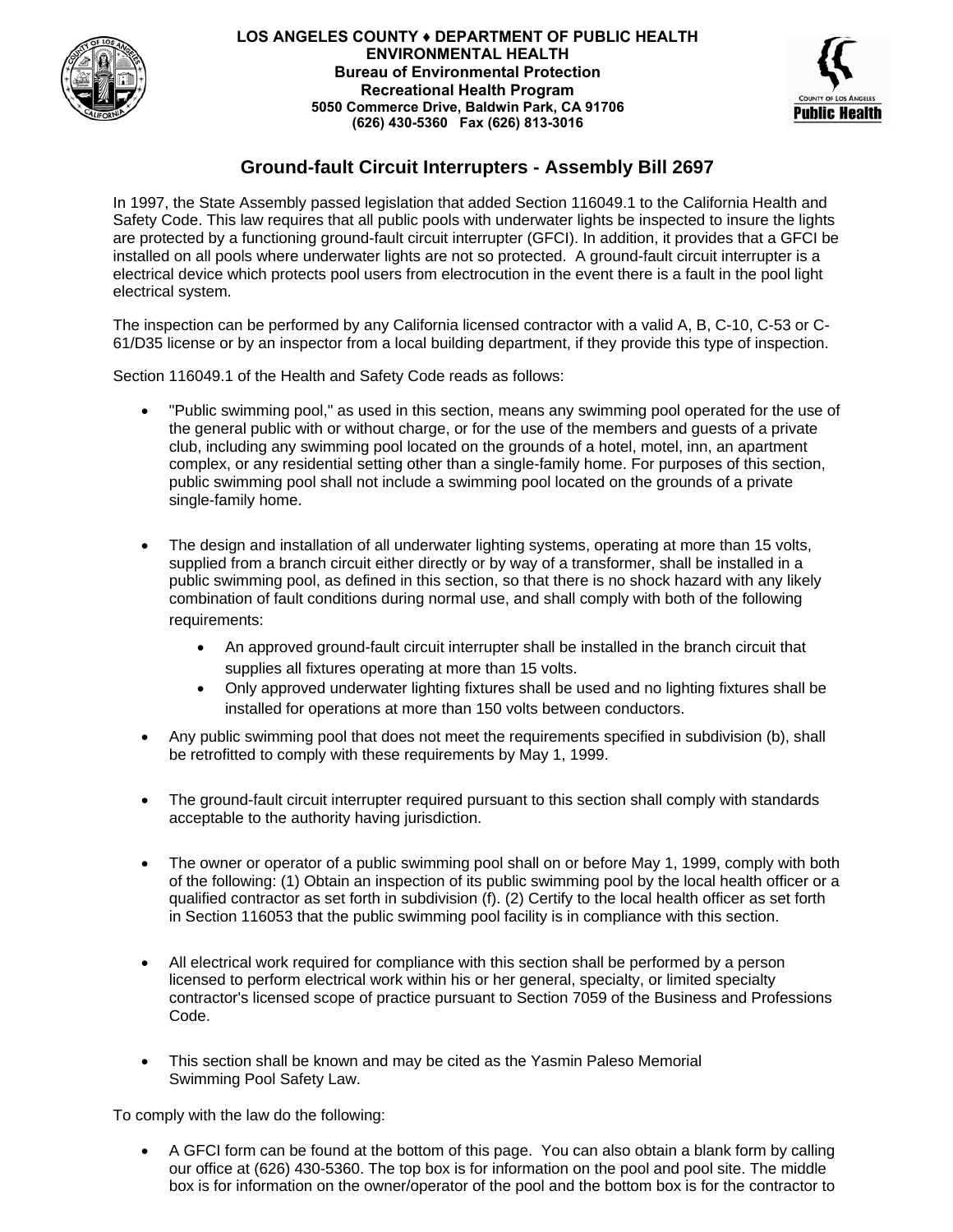**LOS ANGELES COUNTY ♦ DEPARTMENT OF PUBLIC HEALTH**
**ENVIRONMENTAL HEALTH**
**Bureau of Environmental Protection**
**Recreational Health Program**
**5050 Commerce Drive, Baldwin Park, CA 91706**
**(626) 430-5360 Fax (626) 813-3016**

## Ground-fault Circuit Interrupters - Assembly Bill 2697

In 1997, the State Assembly passed legislation that added Section 116049.1 to the California Health and Safety Code. This law requires that all public pools with underwater lights be inspected to insure the lights are protected by a functioning ground-fault circuit interrupter (GFCI). In addition, it provides that a GFCI be installed on all pools where underwater lights are not so protected. A ground-fault circuit interrupter is a electrical device which protects pool users from electrocution in the event there is a fault in the pool light electrical system.

The inspection can be performed by any California licensed contractor with a valid A, B, C-10, C-53 or C-61/D35 license or by an inspector from a local building department, if they provide this type of inspection.

Section 116049.1 of the Health and Safety Code reads as follows:

- "Public swimming pool," as used in this section, means any swimming pool operated for the use of the general public with or without charge, or for the use of the members and guests of a private club, including any swimming pool located on the grounds of a hotel, motel, inn, an apartment complex, or any residential setting other than a single-family home. For purposes of this section, public swimming pool shall not include a swimming pool located on the grounds of a private single-family home.

- The design and installation of all underwater lighting systems, operating at more than 15 volts, supplied from a branch circuit either directly or by way of a transformer, shall be installed in a public swimming pool, as defined in this section, so that there is no shock hazard with any likely combination of fault conditions during normal use, and shall comply with both of the following requirements:
  - An approved ground-fault circuit interrupter shall be installed in the branch circuit that supplies all fixtures operating at more than 15 volts.
  - Only approved underwater lighting fixtures shall be used and no lighting fixtures shall be installed for operations at more than 150 volts between conductors.

- Any public swimming pool that does not meet the requirements specified in subdivision (b), shall be retrofitted to comply with these requirements by May 1, 1999.

- The ground-fault circuit interrupter required pursuant to this section shall comply with standards acceptable to the authority having jurisdiction.

- The owner or operator of a public swimming pool shall on or before May 1, 1999, comply with both of the following: (1) Obtain an inspection of its public swimming pool by the local health officer or a qualified contractor as set forth in subdivision (f). (2) Certify to the local health officer as set forth in Section 116053 that the public swimming pool facility is in compliance with this section.

- All electrical work required for compliance with this section shall be performed by a person licensed to perform electrical work within his or her general, specialty, or limited specialty contractor's licensed scope of practice pursuant to Section 7059 of the Business and Professions Code.

- This section shall be known and may be cited as the Yasmin Paleso Memorial Swimming Pool Safety Law.

To comply with the law do the following:

- A GFCI form can be found at the bottom of this page. You can also obtain a blank form by calling our office at (626) 430-5360. The top box is for information on the pool and pool site. The middle box is for information on the owner/operator of the pool and the bottom box is for the contractor to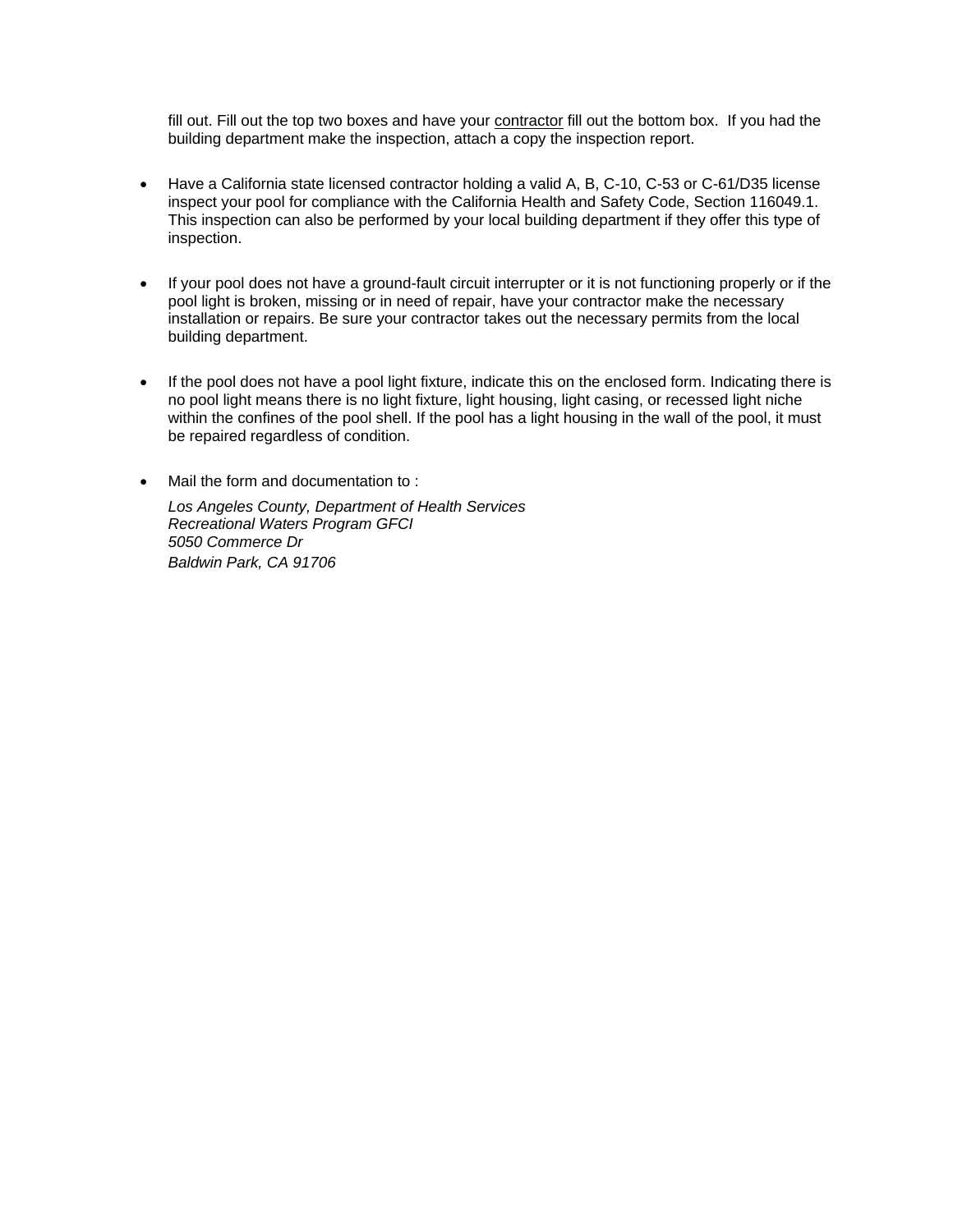fill out. Fill out the top two boxes and have your contractor fill out the bottom box. If you had the building department make the inspection, attach a copy the inspection report.

- Have a California state licensed contractor holding a valid A, B, C-10, C-53 or C-61/D35 license inspect your pool for compliance with the California Health and Safety Code, Section 116049.1. This inspection can also be performed by your local building department if they offer this type of inspection.

- If your pool does not have a ground-fault circuit interrupter or it is not functioning properly or if the pool light is broken, missing or in need of repair, have your contractor make the necessary installation or repairs. Be sure your contractor takes out the necessary permits from the local building department.

- If the pool does not have a pool light fixture, indicate this on the enclosed form. Indicating there is no pool light means there is no light fixture, light housing, light casing, or recessed light niche within the confines of the pool shell. If the pool has a light housing in the wall of the pool, it must be repaired regardless of condition.

- Mail the form and documentation to :

  *Los Angeles County, Department of Health Services*
  *Recreational Waters Program GFCI*
  *5050 Commerce Dr*
  *Baldwin Park, CA 91706*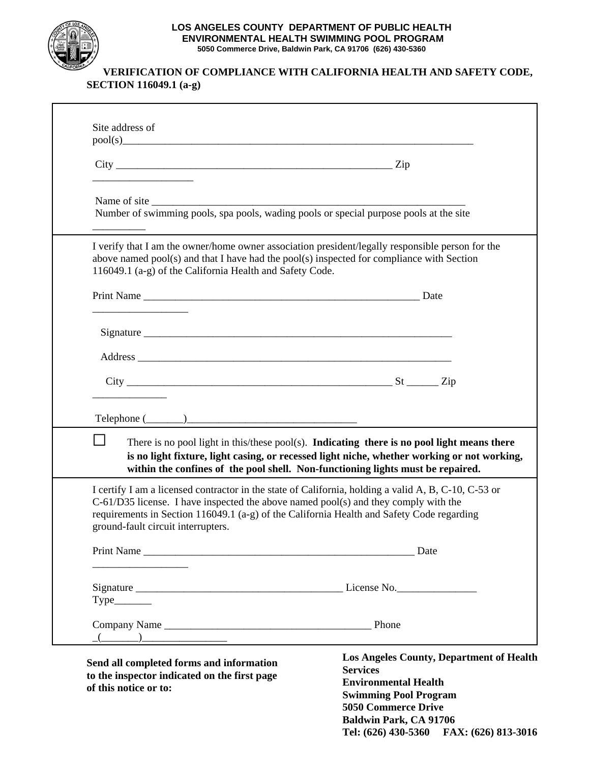**LOS ANGELES COUNTY DEPARTMENT OF PUBLIC HEALTH**
**ENVIRONMENTAL HEALTH SWIMMING POOL PROGRAM**
**5050 Commerce Drive, Baldwin Park, CA 91706 (626) 430-5360**

## VERIFICATION OF COMPLIANCE WITH CALIFORNIA HEALTH AND SAFETY CODE, SECTION 116049.1 (a-g)

Site address of pool(s)______________________________________________________________________

City ______________________________________________________ Zip ___________________

Name of site ______________________________________________________________

Number of swimming pools, spa pools, wading pools or special purpose pools at the site __________

---

I verify that I am the owner/home owner association president/legally responsible person for the above named pool(s) and that I have had the pool(s) inspected for compliance with Section 116049.1 (a-g) of the California Health and Safety Code.

Print Name _______________________________________________________ Date __________________

Signature _____________________________________________________________

Address ______________________________________________________________

City _____________________________________________________ St ______ Zip ______________

Telephone (_______)________________________________

---

☐ There is no pool light in this/these pool(s). **Indicating there is no pool light means there is no light fixture, light casing, or recessed light niche, whether working or not working, within the confines of the pool shell. Non-functioning lights must be repaired.**

---

I certify I am a licensed contractor in the state of California, holding a valid A, B, C-10, C-53 or C-61/D35 license. I have inspected the above named pool(s) and they comply with the requirements in Section 116049.1 (a-g) of the California Health and Safety Code regarding ground-fault circuit interrupters.

Print Name _____________________________________________________ Date __________________

Signature ________________________________________ License No._______________ Type_______

Company Name ________________________________________ Phone _(_______)________________

---

**Send all completed forms and information to the inspector indicated on the first page of this notice or to:**

**Los Angeles County, Department of Health Services**
**Environmental Health**
**Swimming Pool Program**
**5050 Commerce Drive**
**Baldwin Park, CA 91706**
**Tel: (626) 430-5360 FAX: (626) 813-3016**